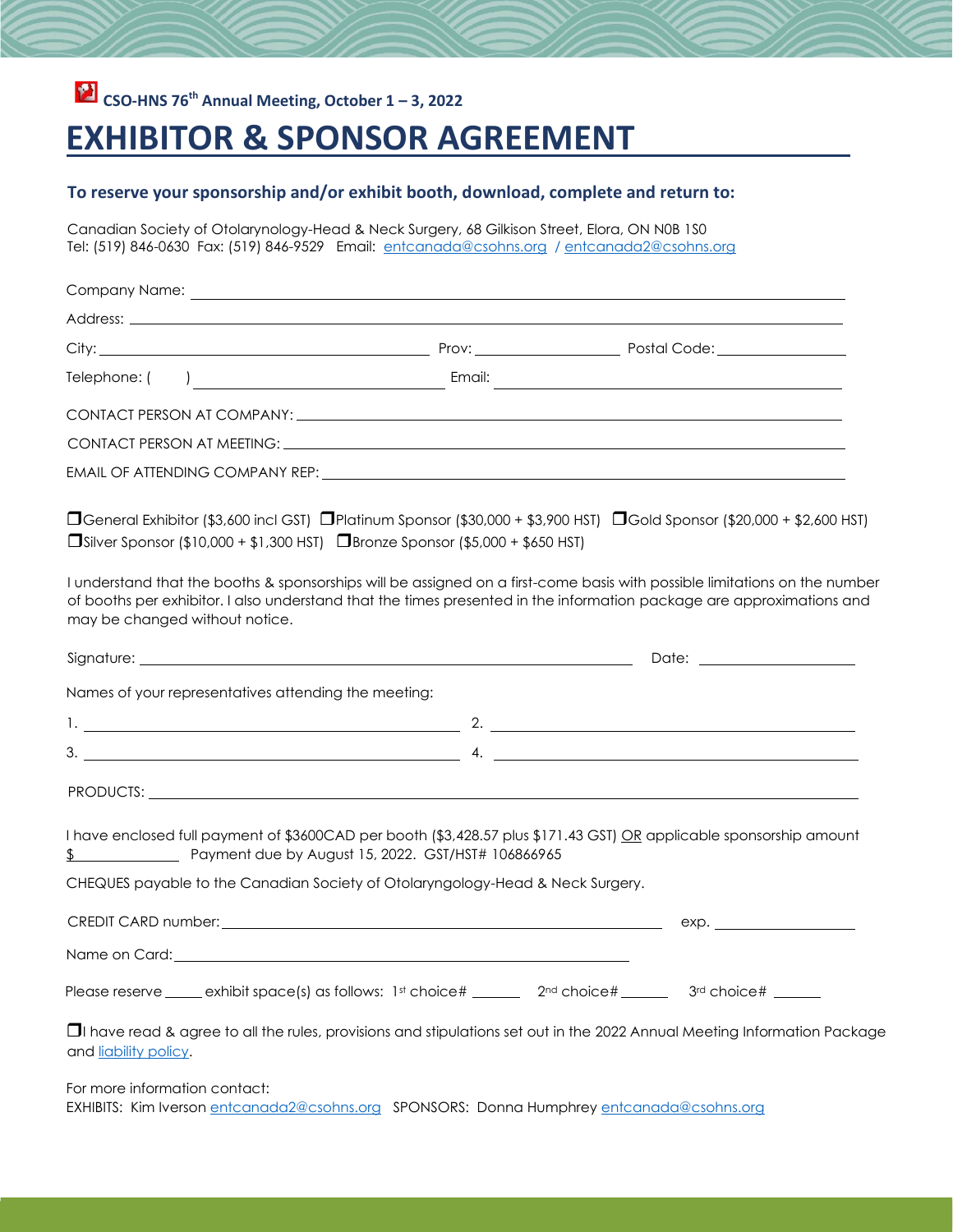CSO-HNS 76th Annual Meeting, October 1 – 3, 2022

# EXHIBITOR & SPONSOR AGREEMENT

**To reserve your sponsorship and/or exhibit booth, download, complete and return to:**

Canadian Society of Otolarynology-Head & Neck Surgery, 68 Gilkison Street, Elora, ON N0B 1S0
Tel: (519) 846-0630 Fax: (519) 846-9529 Email: entcanada@csohns.org / entcanada2@csohns.org

Company Name: ______________________________

Address: ______________________________

City: ______________ Prov: ______________ Postal Code: ______________

Telephone: ( ) ______________ Email: ______________

CONTACT PERSON AT COMPANY: ______________________________

CONTACT PERSON AT MEETING: ______________________________

EMAIL OF ATTENDING COMPANY REP: ______________________________

❒General Exhibitor ($3,600 incl GST) ❒Platinum Sponsor ($30,000 + $3,900 HST) ❒Gold Sponsor ($20,000 + $2,600 HST) ❒Silver Sponsor ($10,000 + $1,300 HST) ❒Bronze Sponsor ($5,000 + $650 HST)

I understand that the booths & sponsorships will be assigned on a first-come basis with possible limitations on the number of booths per exhibitor. I also understand that the times presented in the information package are approximations and may be changed without notice.

Signature: ______________________________ Date: ______________

Names of your representatives attending the meeting:

1. ______________ 2. ______________

3. ______________ 4. ______________

PRODUCTS: ______________________________

I have enclosed full payment of $3600CAD per booth ($3,428.57 plus $171.43 GST) OR applicable sponsorship amount $______________ Payment due by August 15, 2022. GST/HST# 106866965

CHEQUES payable to the Canadian Society of Otolaryngology-Head & Neck Surgery.

CREDIT CARD number: ______________________________ exp. ______________

Name on Card: ______________________________

Please reserve _____ exhibit space(s) as follows: 1st choice# ______ 2nd choice# ______ 3rd choice# ______

❒I have read & agree to all the rules, provisions and stipulations set out in the 2022 Annual Meeting Information Package and liability policy.

For more information contact:
EXHIBITS: Kim Iverson entcanada2@csohns.org SPONSORS: Donna Humphrey entcanada@csohns.org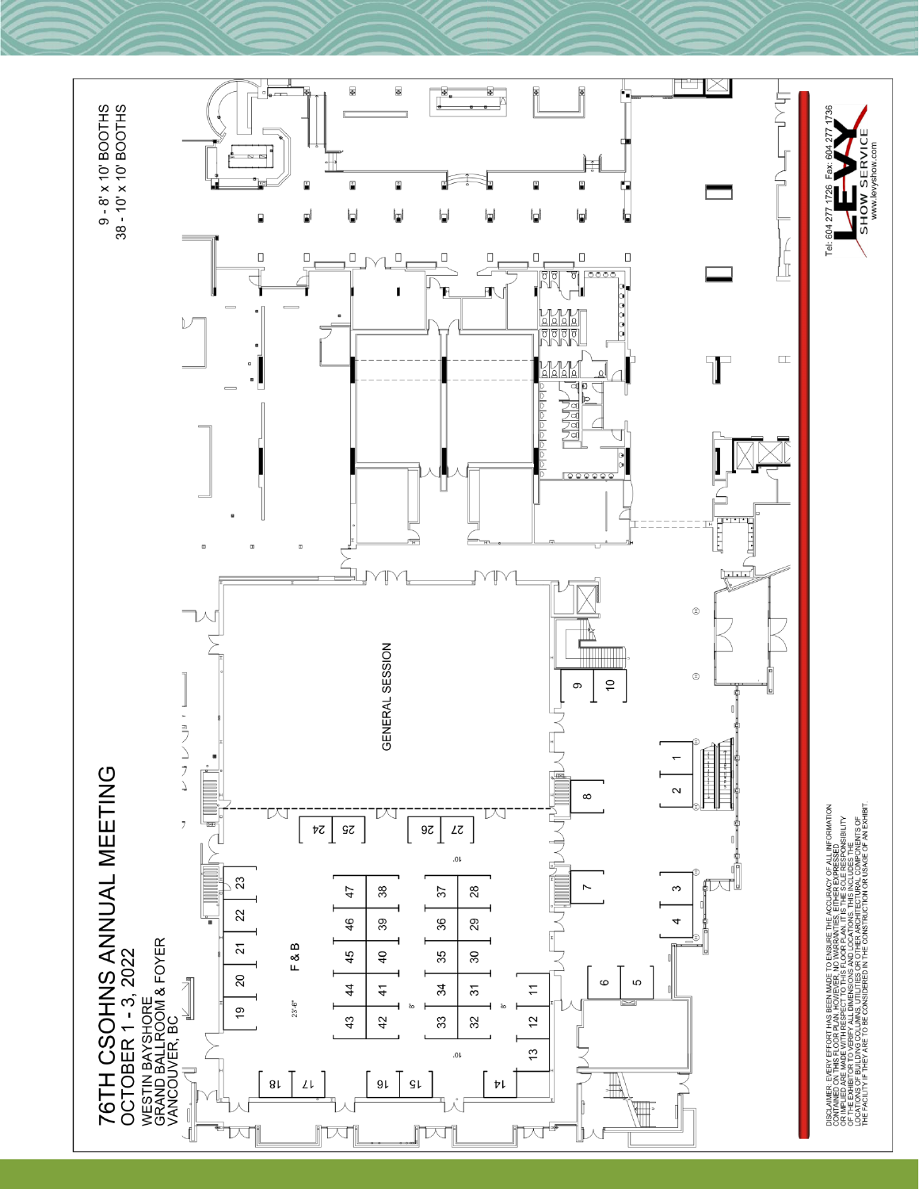# 76TH CSOHNS ANNUAL MEETING

OCTOBER 1 - 3, 2022

WESTIN BAYSHORE
GRAND BALLROOM & FOYER
VANCOUVER, BC

9 - 8' x 10' BOOTHS
38 - 10' x 10' BOOTHS

GENERAL SESSION

F & B

23'-6"

8'

10'

1 2 3 4 5 6 7 8 9 10 11 12 13 14 15 16 17 18 19 20 21 22 23 24 25 26 27 28 29 30 31 32 33 34 35 36 37 38 39 40 41 42 43 44 45 46 47

Tel: 604 277 1726 Fax: 604 277 1736

LEVY SHOW SERVICE
www.levyshow.com

DISCLAIMER: EVERY EFFORT HAS BEEN MADE TO ENSURE THE ACCURACY OF ALL INFORMATION CONTAINED ON THIS FLOOR PLAN. HOWEVER, NO WARRANTIES, EITHER EXPRESSED OR IMPLIED ARE MADE WITH RESPECT TO THIS FLOOR PLAN. IT IS THE SOLE RESPONSIBILITY OF THE EXHIBITOR TO VERIFY ALL DIMENSIONS AND LOCATIONS. THIS INCLUDES THE LOCATIONS OF BUILDING COLUMNS, UTILITIES OR OTHER ARCHITECTURAL COMPONENTS OF THE FACILITY IF THEY ARE TO BE CONSIDERED IN THE CONSTRUCTION OR USAGE OF AN EXHIBIT.